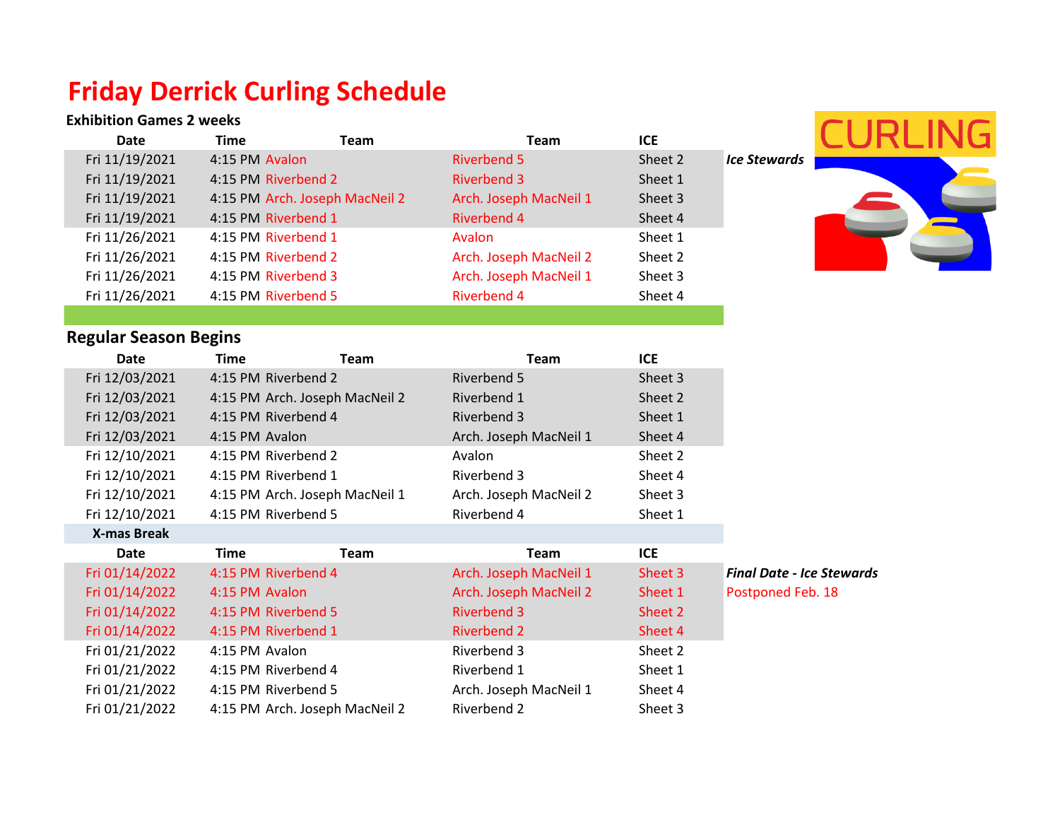# Friday Derrick Curling Schedule

**Exhibition Games 2 weeks**

| Date | Time | Team | Team | ICE | |
|---|---|---|---|---|---|
| Fri 11/19/2021 | 4:15 PM | Avalon | Riverbend 5 | Sheet 2 | ***Ice Stewards*** |
| Fri 11/19/2021 | 4:15 PM | Riverbend 2 | Riverbend 3 | Sheet 1 | |
| Fri 11/19/2021 | 4:15 PM | Arch. Joseph MacNeil 2 | Arch. Joseph MacNeil 1 | Sheet 3 | |
| Fri 11/19/2021 | 4:15 PM | Riverbend 1 | Riverbend 4 | Sheet 4 | |
| Fri 11/26/2021 | 4:15 PM | Riverbend 1 | Avalon | Sheet 1 | |
| Fri 11/26/2021 | 4:15 PM | Riverbend 2 | Arch. Joseph MacNeil 2 | Sheet 2 | |
| Fri 11/26/2021 | 4:15 PM | Riverbend 3 | Arch. Joseph MacNeil 1 | Sheet 3 | |
| Fri 11/26/2021 | 4:15 PM | Riverbend 5 | Riverbend 4 | Sheet 4 | |

## Regular Season Begins

| Date | Time | Team | Team | ICE | |
|---|---|---|---|---|---|
| Fri 12/03/2021 | 4:15 PM | Riverbend 2 | Riverbend 5 | Sheet 3 | |
| Fri 12/03/2021 | 4:15 PM | Arch. Joseph MacNeil 2 | Riverbend 1 | Sheet 2 | |
| Fri 12/03/2021 | 4:15 PM | Riverbend 4 | Riverbend 3 | Sheet 1 | |
| Fri 12/03/2021 | 4:15 PM | Avalon | Arch. Joseph MacNeil 1 | Sheet 4 | |
| Fri 12/10/2021 | 4:15 PM | Riverbend 2 | Avalon | Sheet 2 | |
| Fri 12/10/2021 | 4:15 PM | Riverbend 1 | Riverbend 3 | Sheet 4 | |
| Fri 12/10/2021 | 4:15 PM | Arch. Joseph MacNeil 1 | Arch. Joseph MacNeil 2 | Sheet 3 | |
| Fri 12/10/2021 | 4:15 PM | Riverbend 5 | Riverbend 4 | Sheet 1 | |
| **X-mas Break** | | | | | |
| **Date** | **Time** | **Team** | **Team** | **ICE** | |
| Fri 01/14/2022 | 4:15 PM | Riverbend 4 | Arch. Joseph MacNeil 1 | Sheet 3 | ***Final Date - Ice Stewards*** |
| Fri 01/14/2022 | 4:15 PM | Avalon | Arch. Joseph MacNeil 2 | Sheet 1 | Postponed Feb. 18 |
| Fri 01/14/2022 | 4:15 PM | Riverbend 5 | Riverbend 3 | Sheet 2 | |
| Fri 01/14/2022 | 4:15 PM | Riverbend 1 | Riverbend 2 | Sheet 4 | |
| Fri 01/21/2022 | 4:15 PM | Avalon | Riverbend 3 | Sheet 2 | |
| Fri 01/21/2022 | 4:15 PM | Riverbend 4 | Riverbend 1 | Sheet 1 | |
| Fri 01/21/2022 | 4:15 PM | Riverbend 5 | Arch. Joseph MacNeil 1 | Sheet 4 | |
| Fri 01/21/2022 | 4:15 PM | Arch. Joseph MacNeil 2 | Riverbend 2 | Sheet 3 | |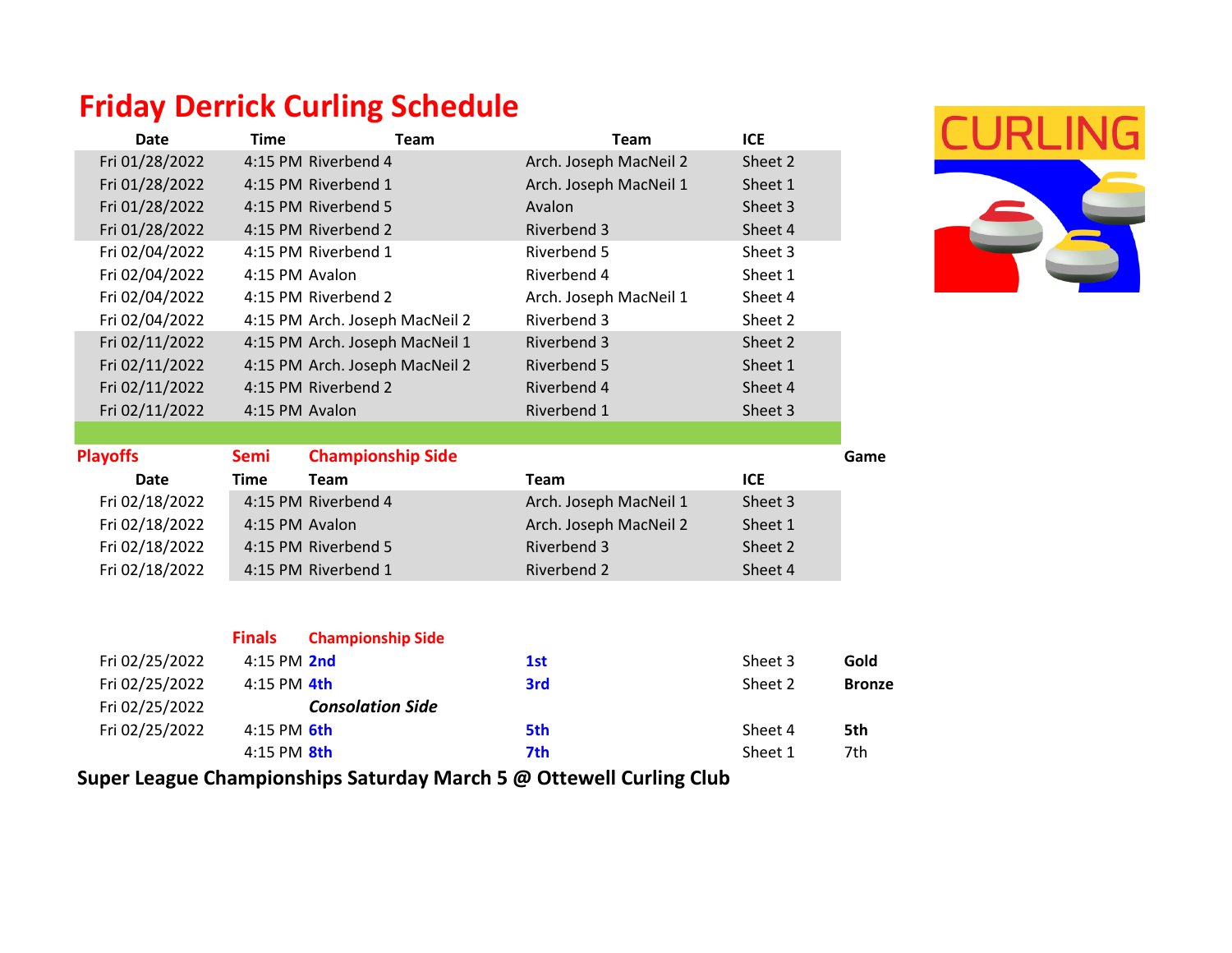# Friday Derrick Curling Schedule

| Date | Time | Team | Team | ICE |
|---|---|---|---|---|
| Fri 01/28/2022 | 4:15 PM | Riverbend 4 | Arch. Joseph MacNeil 2 | Sheet 2 |
| Fri 01/28/2022 | 4:15 PM | Riverbend 1 | Arch. Joseph MacNeil 1 | Sheet 1 |
| Fri 01/28/2022 | 4:15 PM | Riverbend 5 | Avalon | Sheet 3 |
| Fri 01/28/2022 | 4:15 PM | Riverbend 2 | Riverbend 3 | Sheet 4 |
| Fri 02/04/2022 | 4:15 PM | Riverbend 1 | Riverbend 5 | Sheet 3 |
| Fri 02/04/2022 | 4:15 PM | Avalon | Riverbend 4 | Sheet 1 |
| Fri 02/04/2022 | 4:15 PM | Riverbend 2 | Arch. Joseph MacNeil 1 | Sheet 4 |
| Fri 02/04/2022 | 4:15 PM | Arch. Joseph MacNeil 2 | Riverbend 3 | Sheet 2 |
| Fri 02/11/2022 | 4:15 PM | Arch. Joseph MacNeil 1 | Riverbend 3 | Sheet 2 |
| Fri 02/11/2022 | 4:15 PM | Arch. Joseph MacNeil 2 | Riverbend 5 | Sheet 1 |
| Fri 02/11/2022 | 4:15 PM | Riverbend 2 | Riverbend 4 | Sheet 4 |
| Fri 02/11/2022 | 4:15 PM | Avalon | Riverbend 1 | Sheet 3 |

| **Playoffs** | **Semi** | **Championship Side** | | | **Game** |
|---|---|---|---|---|---|
| **Date** | **Time** | **Team** | **Team** | **ICE** | |
| Fri 02/18/2022 | 4:15 PM | Riverbend 4 | Arch. Joseph MacNeil 1 | Sheet 3 | |
| Fri 02/18/2022 | 4:15 PM | Avalon | Arch. Joseph MacNeil 2 | Sheet 1 | |
| Fri 02/18/2022 | 4:15 PM | Riverbend 5 | Riverbend 3 | Sheet 2 | |
| Fri 02/18/2022 | 4:15 PM | Riverbend 1 | Riverbend 2 | Sheet 4 | |
| | **Finals** | **Championship Side** | | | |
| Fri 02/25/2022 | 4:15 PM | **2nd** | **1st** | Sheet 3 | **Gold** |
| Fri 02/25/2022 | 4:15 PM | **4th** | **3rd** | Sheet 2 | **Bronze** |
| Fri 02/25/2022 | | ***Consolation Side*** | | | |
| Fri 02/25/2022 | 4:15 PM | **6th** | **5th** | Sheet 4 | **5th** |
| | 4:15 PM | **8th** | **7th** | Sheet 1 | 7th |

**Super League Championships Saturday March 5 @ Ottewell Curling Club**